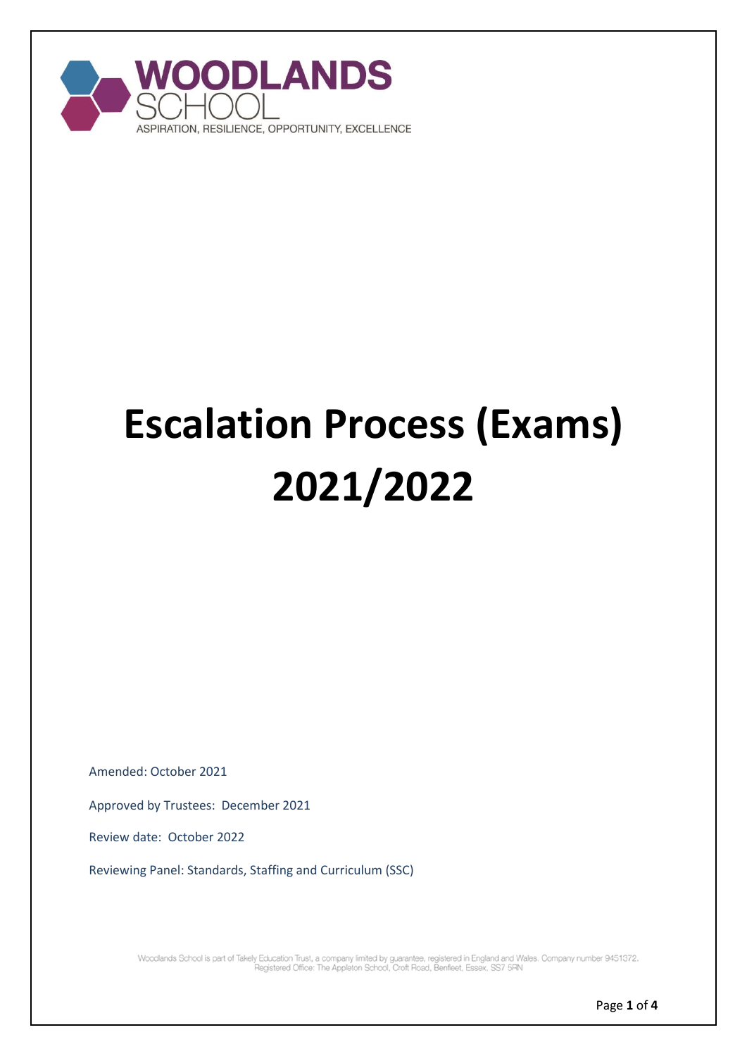WOODLANDS SCHOOL

ASPIRATION, RESILIENCE, OPPORTUNITY, EXCELLENCE

# Escalation Process (Exams) 2021/2022

Amended: October 2021

Approved by Trustees: December 2021

Review date: October 2022

Reviewing Panel: Standards, Staffing and Curriculum (SSC)

Woodlands School is part of Takely Education Trust, a company limited by guarantee, registered in England and Wales. Company number 9451372. Registered Office: The Appleton School, Croft Road, Benfleet, Essex, SS7 5RN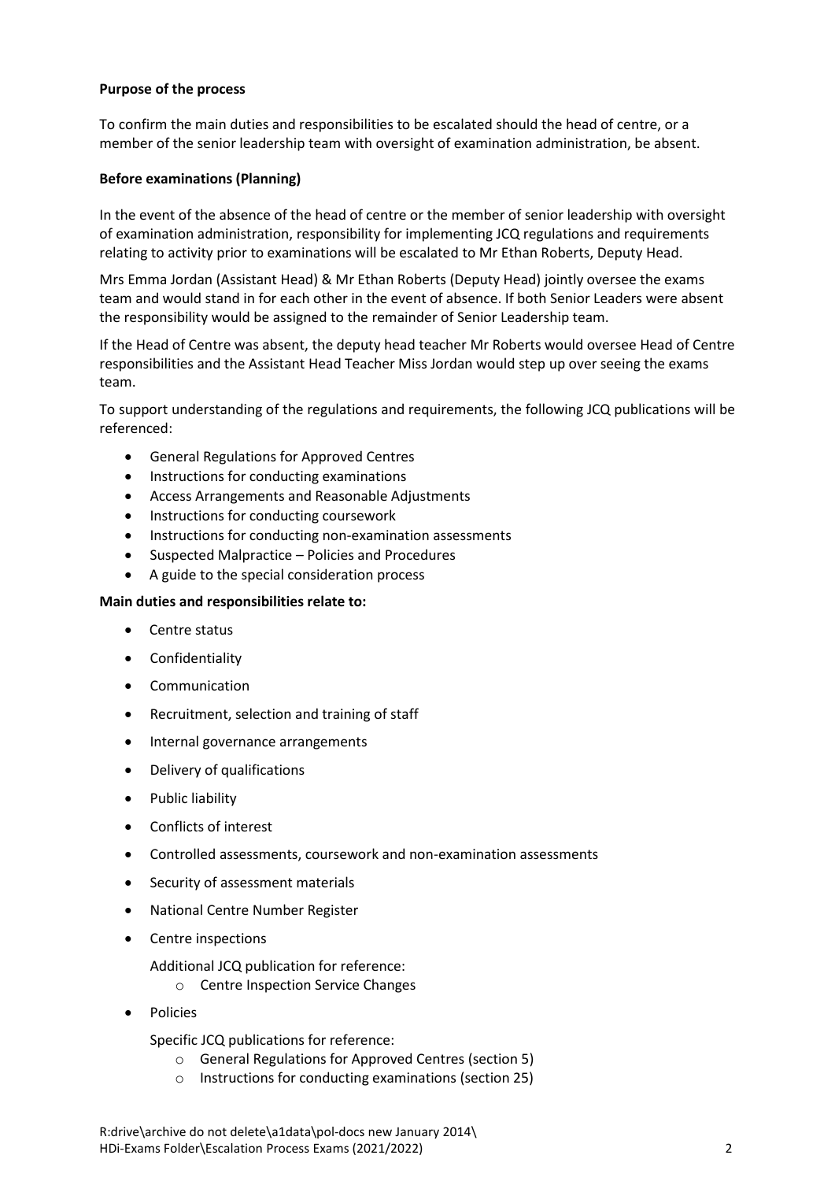**Purpose of the process**

To confirm the main duties and responsibilities to be escalated should the head of centre, or a member of the senior leadership team with oversight of examination administration, be absent.

**Before examinations (Planning)**

In the event of the absence of the head of centre or the member of senior leadership with oversight of examination administration, responsibility for implementing JCQ regulations and requirements relating to activity prior to examinations will be escalated to Mr Ethan Roberts, Deputy Head.

Mrs Emma Jordan (Assistant Head) & Mr Ethan Roberts (Deputy Head) jointly oversee the exams team and would stand in for each other in the event of absence. If both Senior Leaders were absent the responsibility would be assigned to the remainder of Senior Leadership team.

If the Head of Centre was absent, the deputy head teacher Mr Roberts would oversee Head of Centre responsibilities and the Assistant Head Teacher Miss Jordan would step up over seeing the exams team.

To support understanding of the regulations and requirements, the following JCQ publications will be referenced:

- General Regulations for Approved Centres
- Instructions for conducting examinations
- Access Arrangements and Reasonable Adjustments
- Instructions for conducting coursework
- Instructions for conducting non-examination assessments
- Suspected Malpractice – Policies and Procedures
- A guide to the special consideration process

**Main duties and responsibilities relate to:**

- Centre status
- Confidentiality
- Communication
- Recruitment, selection and training of staff
- Internal governance arrangements
- Delivery of qualifications
- Public liability
- Conflicts of interest
- Controlled assessments, coursework and non-examination assessments
- Security of assessment materials
- National Centre Number Register
- Centre inspections

  Additional JCQ publication for reference:
  - Centre Inspection Service Changes
- Policies

  Specific JCQ publications for reference:
  - General Regulations for Approved Centres (section 5)
  - Instructions for conducting examinations (section 25)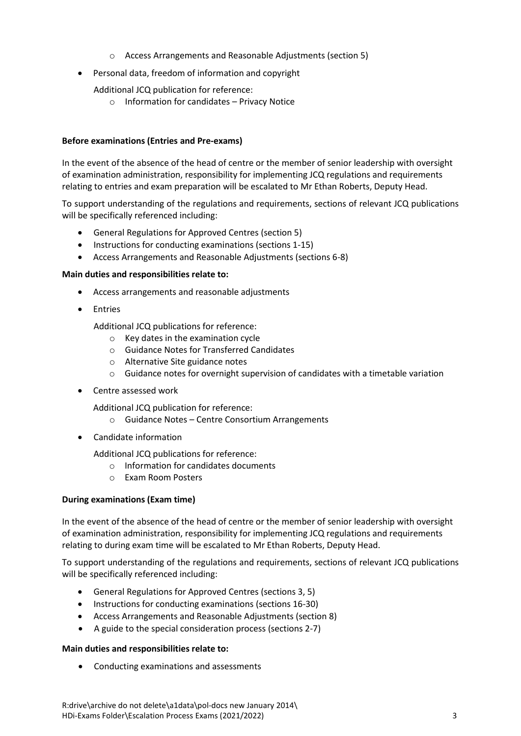- Access Arrangements and Reasonable Adjustments (section 5)

- Personal data, freedom of information and copyright

  Additional JCQ publication for reference:
  - Information for candidates – Privacy Notice

**Before examinations (Entries and Pre-exams)**

In the event of the absence of the head of centre or the member of senior leadership with oversight of examination administration, responsibility for implementing JCQ regulations and requirements relating to entries and exam preparation will be escalated to Mr Ethan Roberts, Deputy Head.

To support understanding of the regulations and requirements, sections of relevant JCQ publications will be specifically referenced including:

- General Regulations for Approved Centres (section 5)
- Instructions for conducting examinations (sections 1-15)
- Access Arrangements and Reasonable Adjustments (sections 6-8)

**Main duties and responsibilities relate to:**

- Access arrangements and reasonable adjustments
- Entries

  Additional JCQ publications for reference:
  - Key dates in the examination cycle
  - Guidance Notes for Transferred Candidates
  - Alternative Site guidance notes
  - Guidance notes for overnight supervision of candidates with a timetable variation

- Centre assessed work

  Additional JCQ publication for reference:
  - Guidance Notes – Centre Consortium Arrangements

- Candidate information

  Additional JCQ publications for reference:
  - Information for candidates documents
  - Exam Room Posters

**During examinations (Exam time)**

In the event of the absence of the head of centre or the member of senior leadership with oversight of examination administration, responsibility for implementing JCQ regulations and requirements relating to during exam time will be escalated to Mr Ethan Roberts, Deputy Head.

To support understanding of the regulations and requirements, sections of relevant JCQ publications will be specifically referenced including:

- General Regulations for Approved Centres (sections 3, 5)
- Instructions for conducting examinations (sections 16-30)
- Access Arrangements and Reasonable Adjustments (section 8)
- A guide to the special consideration process (sections 2-7)

**Main duties and responsibilities relate to:**

- Conducting examinations and assessments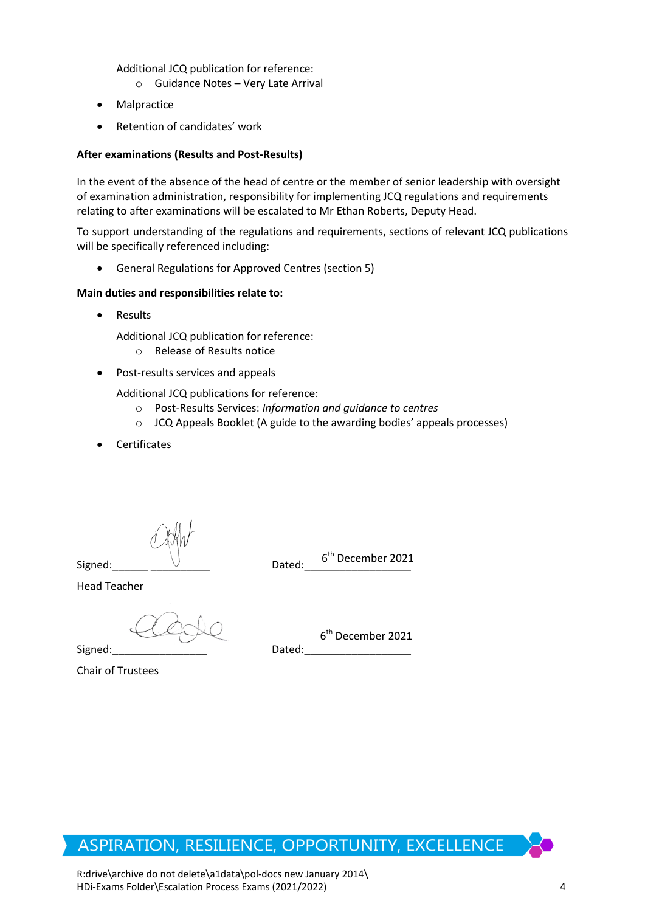Additional JCQ publication for reference:

- Guidance Notes – Very Late Arrival

- Malpractice
- Retention of candidates' work

**After examinations (Results and Post-Results)**

In the event of the absence of the head of centre or the member of senior leadership with oversight of examination administration, responsibility for implementing JCQ regulations and requirements relating to after examinations will be escalated to Mr Ethan Roberts, Deputy Head.

To support understanding of the regulations and requirements, sections of relevant JCQ publications will be specifically referenced including:

- General Regulations for Approved Centres (section 5)

**Main duties and responsibilities relate to:**

- Results

  Additional JCQ publication for reference:
  - Release of Results notice

- Post-results services and appeals

  Additional JCQ publications for reference:
  - Post-Results Services: *Information and guidance to centres*
  - JCQ Appeals Booklet (A guide to the awarding bodies' appeals processes)

- Certificates

Signed:\_\_\_\_\_\_\_\_\_\_\_\_\_\_\_\_\_\_ Dated: 6th December 2021

Head Teacher

Signed:\_\_\_\_\_\_\_\_\_\_\_\_\_\_\_\_\_\_ Dated: 6th December 2021

Chair of Trustees

ASPIRATION, RESILIENCE, OPPORTUNITY, EXCELLENCE

R:drive\archive do not delete\a1data\pol-docs new January 2014\
HDi-Exams Folder\Escalation Process Exams (2021/2022)